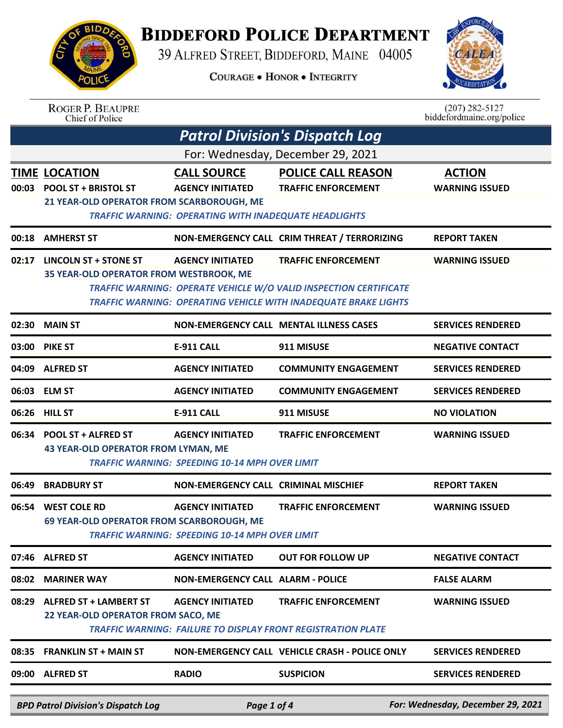# BIDDEFORD POLICE DEPARTMENT

39 ALFRED STREET, BIDDEFORD, MAINE 04005

COURAGE • HONOR • INTEGRITY

ROGER P. BEAUPRE
Chief of Police

(207) 282-5127
biddefordmaine.org/police

## Patrol Division's Dispatch Log

For: Wednesday, December 29, 2021

| TIME | LOCATION | CALL SOURCE | POLICE CALL REASON | ACTION |
|---|---|---|---|---|
| 00:03 | POOL ST + BRISTOL ST | AGENCY INITIATED | TRAFFIC ENFORCEMENT | WARNING ISSUED |
| | 21 YEAR-OLD OPERATOR FROM SCARBOROUGH, ME<br>*TRAFFIC WARNING: OPERATING WITH INADEQUATE HEADLIGHTS* | | | |
| 00:18 | AMHERST ST | NON-EMERGENCY CALL | CRIM THREAT / TERRORIZING | REPORT TAKEN |
| 02:17 | LINCOLN ST + STONE ST | AGENCY INITIATED | TRAFFIC ENFORCEMENT | WARNING ISSUED |
| | 35 YEAR-OLD OPERATOR FROM WESTBROOK, ME<br>*TRAFFIC WARNING: OPERATE VEHICLE W/O VALID INSPECTION CERTIFICATE*<br>*TRAFFIC WARNING: OPERATING VEHICLE WITH INADEQUATE BRAKE LIGHTS* | | | |
| 02:30 | MAIN ST | NON-EMERGENCY CALL | MENTAL ILLNESS CASES | SERVICES RENDERED |
| 03:00 | PIKE ST | E-911 CALL | 911 MISUSE | NEGATIVE CONTACT |
| 04:09 | ALFRED ST | AGENCY INITIATED | COMMUNITY ENGAGEMENT | SERVICES RENDERED |
| 06:03 | ELM ST | AGENCY INITIATED | COMMUNITY ENGAGEMENT | SERVICES RENDERED |
| 06:26 | HILL ST | E-911 CALL | 911 MISUSE | NO VIOLATION |
| 06:34 | POOL ST + ALFRED ST | AGENCY INITIATED | TRAFFIC ENFORCEMENT | WARNING ISSUED |
| | 43 YEAR-OLD OPERATOR FROM LYMAN, ME<br>*TRAFFIC WARNING: SPEEDING 10-14 MPH OVER LIMIT* | | | |
| 06:49 | BRADBURY ST | NON-EMERGENCY CALL | CRIMINAL MISCHIEF | REPORT TAKEN |
| 06:54 | WEST COLE RD | AGENCY INITIATED | TRAFFIC ENFORCEMENT | WARNING ISSUED |
| | 69 YEAR-OLD OPERATOR FROM SCARBOROUGH, ME<br>*TRAFFIC WARNING: SPEEDING 10-14 MPH OVER LIMIT* | | | |
| 07:46 | ALFRED ST | AGENCY INITIATED | OUT FOR FOLLOW UP | NEGATIVE CONTACT |
| 08:02 | MARINER WAY | NON-EMERGENCY CALL | ALARM - POLICE | FALSE ALARM |
| 08:29 | ALFRED ST + LAMBERT ST | AGENCY INITIATED | TRAFFIC ENFORCEMENT | WARNING ISSUED |
| | 22 YEAR-OLD OPERATOR FROM SACO, ME<br>*TRAFFIC WARNING: FAILURE TO DISPLAY FRONT REGISTRATION PLATE* | | | |
| 08:35 | FRANKLIN ST + MAIN ST | NON-EMERGENCY CALL | VEHICLE CRASH - POLICE ONLY | SERVICES RENDERED |
| 09:00 | ALFRED ST | RADIO | SUSPICION | SERVICES RENDERED |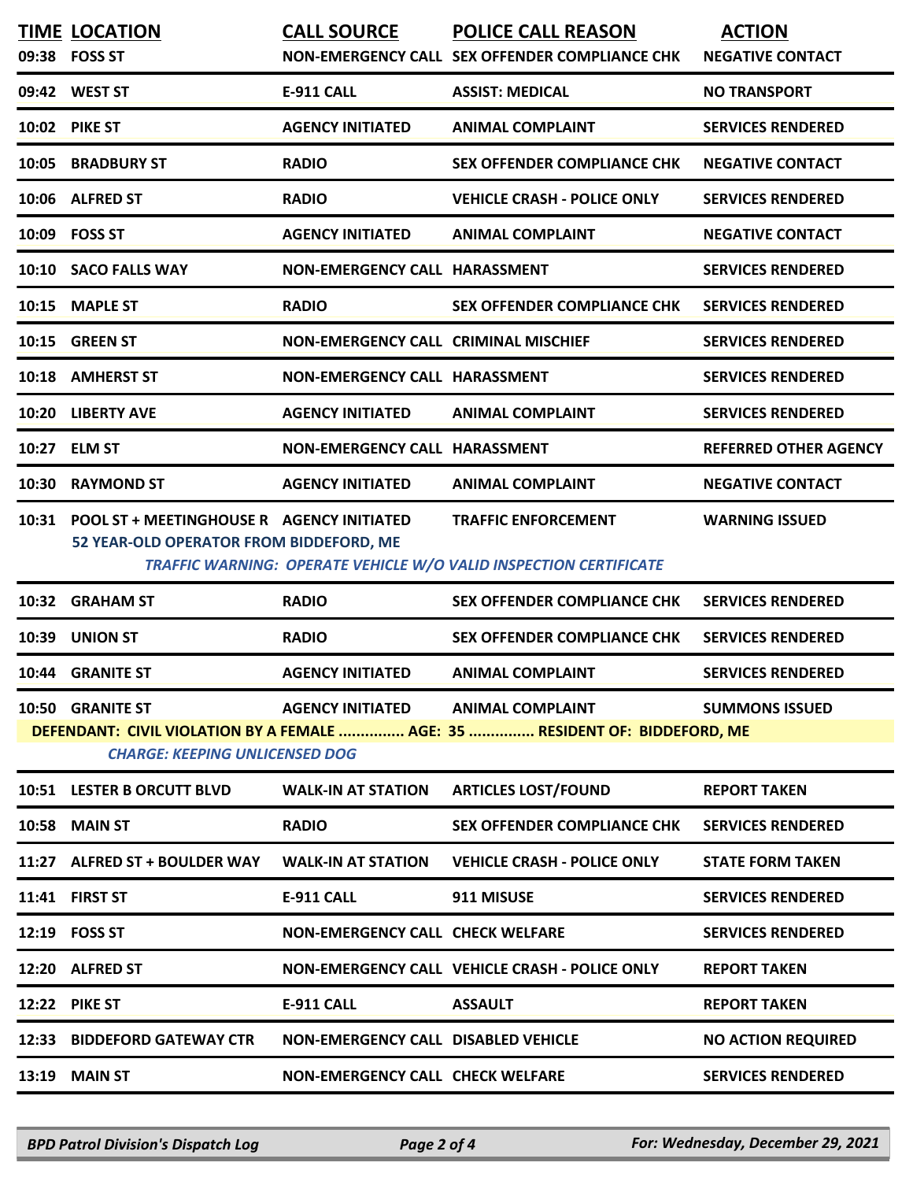| TIME | LOCATION | CALL SOURCE | POLICE CALL REASON | ACTION |
|---|---|---|---|---|
| 09:38 | FOSS ST | NON-EMERGENCY CALL | SEX OFFENDER COMPLIANCE CHK | NEGATIVE CONTACT |
| 09:42 | WEST ST | E-911 CALL | ASSIST: MEDICAL | NO TRANSPORT |
| 10:02 | PIKE ST | AGENCY INITIATED | ANIMAL COMPLAINT | SERVICES RENDERED |
| 10:05 | BRADBURY ST | RADIO | SEX OFFENDER COMPLIANCE CHK | NEGATIVE CONTACT |
| 10:06 | ALFRED ST | RADIO | VEHICLE CRASH - POLICE ONLY | SERVICES RENDERED |
| 10:09 | FOSS ST | AGENCY INITIATED | ANIMAL COMPLAINT | NEGATIVE CONTACT |
| 10:10 | SACO FALLS WAY | NON-EMERGENCY CALL | HARASSMENT | SERVICES RENDERED |
| 10:15 | MAPLE ST | RADIO | SEX OFFENDER COMPLIANCE CHK | SERVICES RENDERED |
| 10:15 | GREEN ST | NON-EMERGENCY CALL | CRIMINAL MISCHIEF | SERVICES RENDERED |
| 10:18 | AMHERST ST | NON-EMERGENCY CALL | HARASSMENT | SERVICES RENDERED |
| 10:20 | LIBERTY AVE | AGENCY INITIATED | ANIMAL COMPLAINT | SERVICES RENDERED |
| 10:27 | ELM ST | NON-EMERGENCY CALL | HARASSMENT | REFERRED OTHER AGENCY |
| 10:30 | RAYMOND ST | AGENCY INITIATED | ANIMAL COMPLAINT | NEGATIVE CONTACT |
| 10:31 | POOL ST + MEETINGHOUSE R | AGENCY INITIATED | TRAFFIC ENFORCEMENT | WARNING ISSUED |
| | 52 YEAR-OLD OPERATOR FROM BIDDEFORD, ME | | | |
| | *TRAFFIC WARNING: OPERATE VEHICLE W/O VALID INSPECTION CERTIFICATE* | | | |
| 10:32 | GRAHAM ST | RADIO | SEX OFFENDER COMPLIANCE CHK | SERVICES RENDERED |
| 10:39 | UNION ST | RADIO | SEX OFFENDER COMPLIANCE CHK | SERVICES RENDERED |
| 10:44 | GRANITE ST | AGENCY INITIATED | ANIMAL COMPLAINT | SERVICES RENDERED |
| 10:50 | GRANITE ST | AGENCY INITIATED | ANIMAL COMPLAINT | SUMMONS ISSUED |
| | DEFENDANT: CIVIL VIOLATION BY A FEMALE ............... AGE: 35 ............... RESIDENT OF: BIDDEFORD, ME | | | |
| | *CHARGE: KEEPING UNLICENSED DOG* | | | |
| 10:51 | LESTER B ORCUTT BLVD | WALK-IN AT STATION | ARTICLES LOST/FOUND | REPORT TAKEN |
| 10:58 | MAIN ST | RADIO | SEX OFFENDER COMPLIANCE CHK | SERVICES RENDERED |
| 11:27 | ALFRED ST + BOULDER WAY | WALK-IN AT STATION | VEHICLE CRASH - POLICE ONLY | STATE FORM TAKEN |
| 11:41 | FIRST ST | E-911 CALL | 911 MISUSE | SERVICES RENDERED |
| 12:19 | FOSS ST | NON-EMERGENCY CALL | CHECK WELFARE | SERVICES RENDERED |
| 12:20 | ALFRED ST | NON-EMERGENCY CALL | VEHICLE CRASH - POLICE ONLY | REPORT TAKEN |
| 12:22 | PIKE ST | E-911 CALL | ASSAULT | REPORT TAKEN |
| 12:33 | BIDDEFORD GATEWAY CTR | NON-EMERGENCY CALL | DISABLED VEHICLE | NO ACTION REQUIRED |
| 13:19 | MAIN ST | NON-EMERGENCY CALL | CHECK WELFARE | SERVICES RENDERED |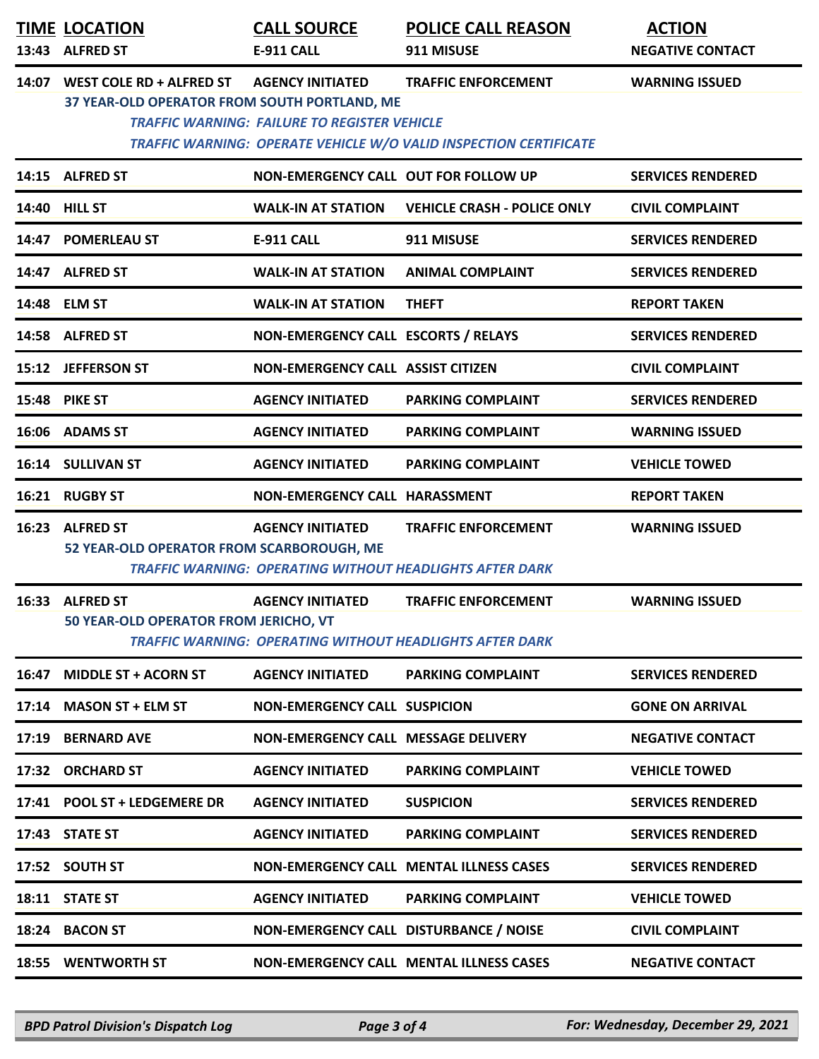| TIME | LOCATION | CALL SOURCE | POLICE CALL REASON | ACTION |
|---|---|---|---|---|
| 13:43 | ALFRED ST | E-911 CALL | 911 MISUSE | NEGATIVE CONTACT |
| 14:07 | WEST COLE RD + ALFRED ST | AGENCY INITIATED | TRAFFIC ENFORCEMENT | WARNING ISSUED |
| | 37 YEAR-OLD OPERATOR FROM SOUTH PORTLAND, ME | | | |
| | | *TRAFFIC WARNING: FAILURE TO REGISTER VEHICLE* | | |
| | | *TRAFFIC WARNING: OPERATE VEHICLE W/O VALID INSPECTION CERTIFICATE* | | |
| 14:15 | ALFRED ST | NON-EMERGENCY CALL | OUT FOR FOLLOW UP | SERVICES RENDERED |
| 14:40 | HILL ST | WALK-IN AT STATION | VEHICLE CRASH - POLICE ONLY | CIVIL COMPLAINT |
| 14:47 | POMERLEAU ST | E-911 CALL | 911 MISUSE | SERVICES RENDERED |
| 14:47 | ALFRED ST | WALK-IN AT STATION | ANIMAL COMPLAINT | SERVICES RENDERED |
| 14:48 | ELM ST | WALK-IN AT STATION | THEFT | REPORT TAKEN |
| 14:58 | ALFRED ST | NON-EMERGENCY CALL | ESCORTS / RELAYS | SERVICES RENDERED |
| 15:12 | JEFFERSON ST | NON-EMERGENCY CALL | ASSIST CITIZEN | CIVIL COMPLAINT |
| 15:48 | PIKE ST | AGENCY INITIATED | PARKING COMPLAINT | SERVICES RENDERED |
| 16:06 | ADAMS ST | AGENCY INITIATED | PARKING COMPLAINT | WARNING ISSUED |
| 16:14 | SULLIVAN ST | AGENCY INITIATED | PARKING COMPLAINT | VEHICLE TOWED |
| 16:21 | RUGBY ST | NON-EMERGENCY CALL | HARASSMENT | REPORT TAKEN |
| 16:23 | ALFRED ST | AGENCY INITIATED | TRAFFIC ENFORCEMENT | WARNING ISSUED |
| | 52 YEAR-OLD OPERATOR FROM SCARBOROUGH, ME | | | |
| | | *TRAFFIC WARNING: OPERATING WITHOUT HEADLIGHTS AFTER DARK* | | |
| 16:33 | ALFRED ST | AGENCY INITIATED | TRAFFIC ENFORCEMENT | WARNING ISSUED |
| | 50 YEAR-OLD OPERATOR FROM JERICHO, VT | | | |
| | | *TRAFFIC WARNING: OPERATING WITHOUT HEADLIGHTS AFTER DARK* | | |
| 16:47 | MIDDLE ST + ACORN ST | AGENCY INITIATED | PARKING COMPLAINT | SERVICES RENDERED |
| 17:14 | MASON ST + ELM ST | NON-EMERGENCY CALL | SUSPICION | GONE ON ARRIVAL |
| 17:19 | BERNARD AVE | NON-EMERGENCY CALL | MESSAGE DELIVERY | NEGATIVE CONTACT |
| 17:32 | ORCHARD ST | AGENCY INITIATED | PARKING COMPLAINT | VEHICLE TOWED |
| 17:41 | POOL ST + LEDGEMERE DR | AGENCY INITIATED | SUSPICION | SERVICES RENDERED |
| 17:43 | STATE ST | AGENCY INITIATED | PARKING COMPLAINT | SERVICES RENDERED |
| 17:52 | SOUTH ST | NON-EMERGENCY CALL | MENTAL ILLNESS CASES | SERVICES RENDERED |
| 18:11 | STATE ST | AGENCY INITIATED | PARKING COMPLAINT | VEHICLE TOWED |
| 18:24 | BACON ST | NON-EMERGENCY CALL | DISTURBANCE / NOISE | CIVIL COMPLAINT |
| 18:55 | WENTWORTH ST | NON-EMERGENCY CALL | MENTAL ILLNESS CASES | NEGATIVE CONTACT |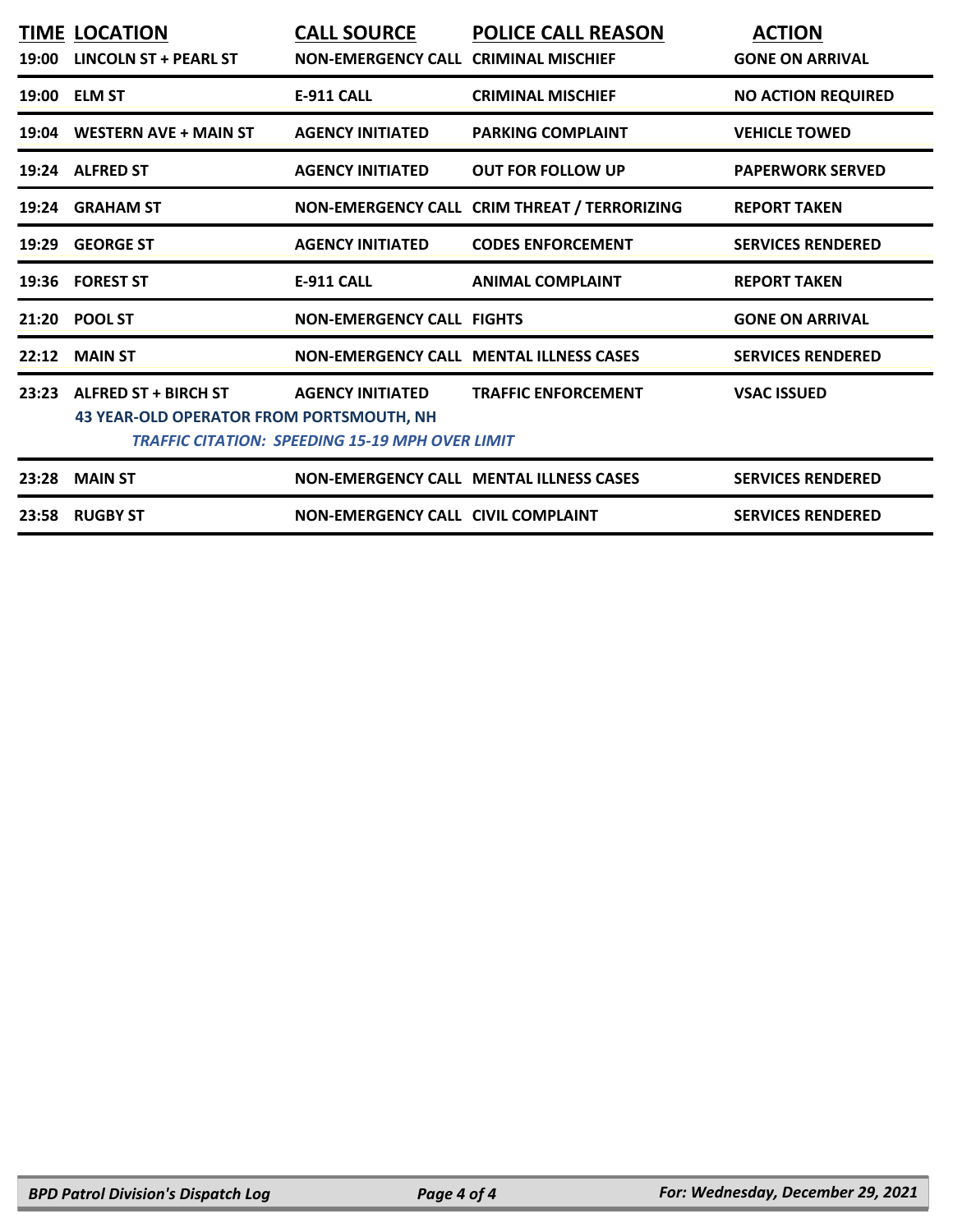| TIME | LOCATION | CALL SOURCE | POLICE CALL REASON | ACTION |
|---|---|---|---|---|
| 19:00 | LINCOLN ST + PEARL ST | NON-EMERGENCY CALL | CRIMINAL MISCHIEF | GONE ON ARRIVAL |
| 19:00 | ELM ST | E-911 CALL | CRIMINAL MISCHIEF | NO ACTION REQUIRED |
| 19:04 | WESTERN AVE + MAIN ST | AGENCY INITIATED | PARKING COMPLAINT | VEHICLE TOWED |
| 19:24 | ALFRED ST | AGENCY INITIATED | OUT FOR FOLLOW UP | PAPERWORK SERVED |
| 19:24 | GRAHAM ST | NON-EMERGENCY CALL | CRIM THREAT / TERRORIZING | REPORT TAKEN |
| 19:29 | GEORGE ST | AGENCY INITIATED | CODES ENFORCEMENT | SERVICES RENDERED |
| 19:36 | FOREST ST | E-911 CALL | ANIMAL COMPLAINT | REPORT TAKEN |
| 21:20 | POOL ST | NON-EMERGENCY CALL | FIGHTS | GONE ON ARRIVAL |
| 22:12 | MAIN ST | NON-EMERGENCY CALL | MENTAL ILLNESS CASES | SERVICES RENDERED |
| 23:23 | ALFRED ST + BIRCH ST<br>43 YEAR-OLD OPERATOR FROM PORTSMOUTH, NH<br>*TRAFFIC CITATION: SPEEDING 15-19 MPH OVER LIMIT* | AGENCY INITIATED | TRAFFIC ENFORCEMENT | VSAC ISSUED |
| 23:28 | MAIN ST | NON-EMERGENCY CALL | MENTAL ILLNESS CASES | SERVICES RENDERED |
| 23:58 | RUGBY ST | NON-EMERGENCY CALL | CIVIL COMPLAINT | SERVICES RENDERED |